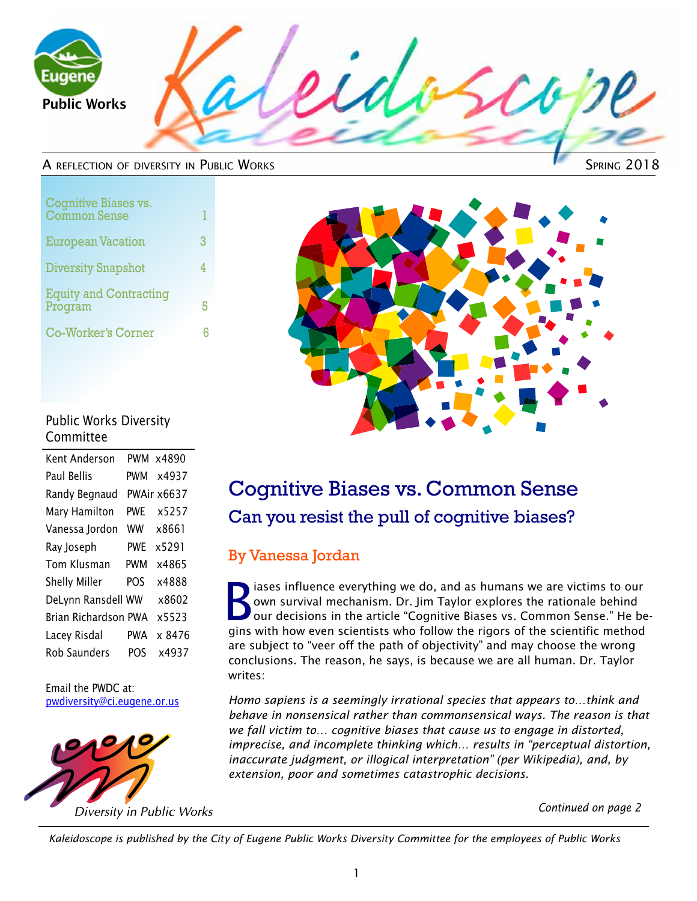Eugene Public Works

# Kaleidoscope

A reflection of diversity in Public Works — Spring 2018

| | |
|---|---|
| Cognitive Biases vs. Common Sense | 1 |
| European Vacation | 3 |
| Diversity Snapshot | 4 |
| Equity and Contracting Program | 5 |
| Co-Worker's Corner | 6 |

### Public Works Diversity Committee

| Name | Division | Ext. |
|---|---|---|
| Kent Anderson | PWM | x4890 |
| Paul Bellis | PWM | x4937 |
| Randy Begnaud | PWAir | x6637 |
| Mary Hamilton | PWE | x5257 |
| Vanessa Jordon | WW | x8661 |
| Ray Joseph | PWE | x5291 |
| Tom Klusman | PWM | x4865 |
| Shelly Miller | POS | x4888 |
| DeLynn Ransdell | WW | x8602 |
| Brian Richardson | PWA | x5523 |
| Lacey Risdal | PWA | x 8476 |
| Rob Saunders | POS | x4937 |

Email the PWDC at: pwdiversity@ci.eugene.or.us

*Diversity in Public Works*

## Cognitive Biases vs. Common Sense

### Can you resist the pull of cognitive biases?

### By Vanessa Jordan

Biases influence everything we do, and as humans we are victims to our own survival mechanism. Dr. Jim Taylor explores the rationale behind our decisions in the article "Cognitive Biases vs. Common Sense." He begins with how even scientists who follow the rigors of the scientific method are subject to "veer off the path of objectivity" and may choose the wrong conclusions. The reason, he says, is because we are all human. Dr. Taylor writes:

*Homo sapiens is a seemingly irrational species that appears to…think and behave in nonsensical rather than commonsensical ways. The reason is that we fall victim to… cognitive biases that cause us to engage in distorted, imprecise, and incomplete thinking which… results in "perceptual distortion, inaccurate judgment, or illogical interpretation" (per Wikipedia), and, by extension, poor and sometimes catastrophic decisions.*

*Continued on page 2*

*Kaleidoscope is published by the City of Eugene Public Works Diversity Committee for the employees of Public Works*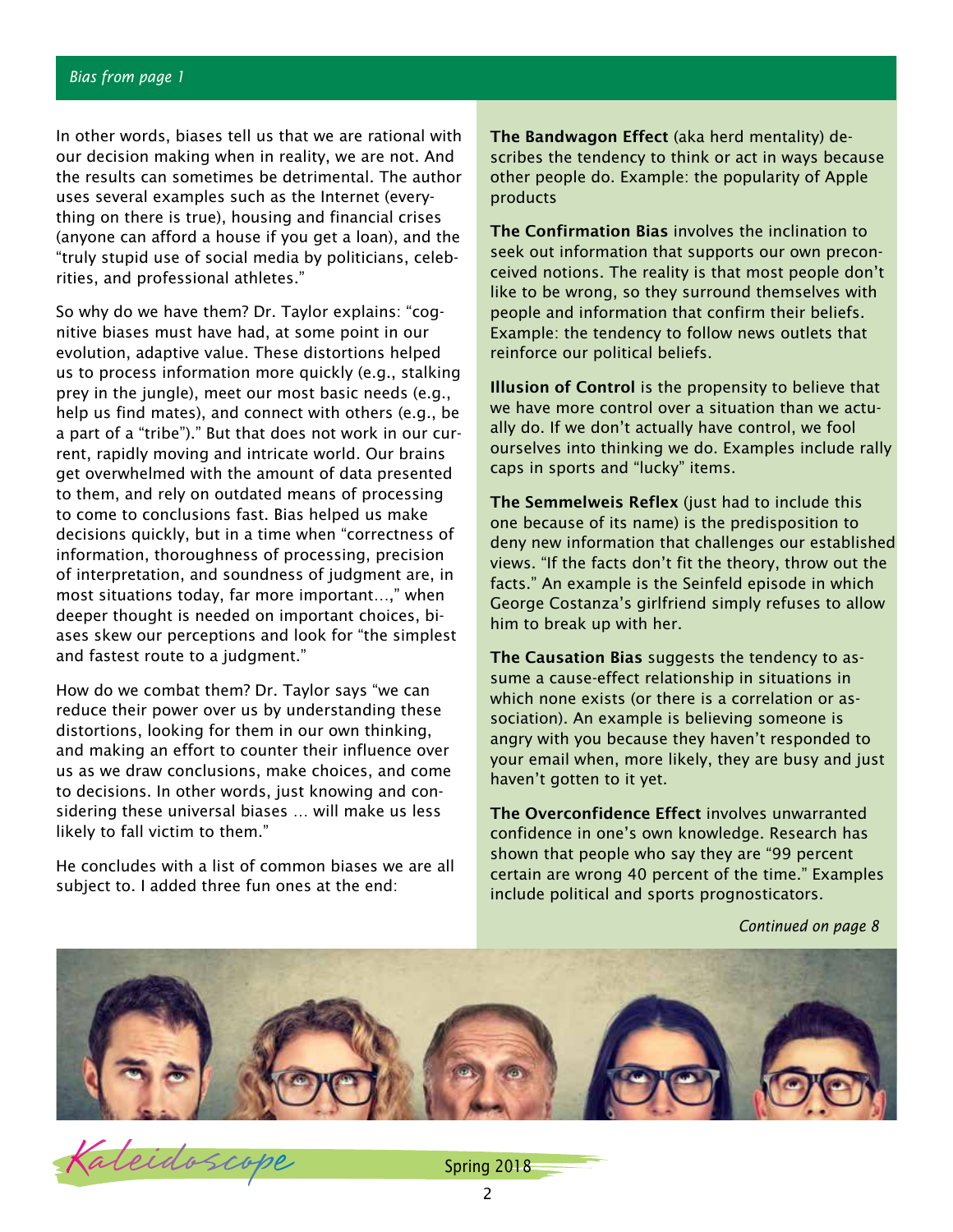*Bias from page 1*

In other words, biases tell us that we are rational with our decision making when in reality, we are not. And the results can sometimes be detrimental. The author uses several examples such as the Internet (everything on there is true), housing and financial crises (anyone can afford a house if you get a loan), and the "truly stupid use of social media by politicians, celebrities, and professional athletes."

So why do we have them? Dr. Taylor explains: "cognitive biases must have had, at some point in our evolution, adaptive value. These distortions helped us to process information more quickly (e.g., stalking prey in the jungle), meet our most basic needs (e.g., help us find mates), and connect with others (e.g., be a part of a "tribe")." But that does not work in our current, rapidly moving and intricate world. Our brains get overwhelmed with the amount of data presented to them, and rely on outdated means of processing to come to conclusions fast. Bias helped us make decisions quickly, but in a time when "correctness of information, thoroughness of processing, precision of interpretation, and soundness of judgment are, in most situations today, far more important…," when deeper thought is needed on important choices, biases skew our perceptions and look for "the simplest and fastest route to a judgment."

How do we combat them? Dr. Taylor says "we can reduce their power over us by understanding these distortions, looking for them in our own thinking, and making an effort to counter their influence over us as we draw conclusions, make choices, and come to decisions. In other words, just knowing and considering these universal biases … will make us less likely to fall victim to them."

He concludes with a list of common biases we are all subject to. I added three fun ones at the end:

**The Bandwagon Effect** (aka herd mentality) describes the tendency to think or act in ways because other people do. Example: the popularity of Apple products

**The Confirmation Bias** involves the inclination to seek out information that supports our own preconceived notions. The reality is that most people don't like to be wrong, so they surround themselves with people and information that confirm their beliefs. Example: the tendency to follow news outlets that reinforce our political beliefs.

**Illusion of Control** is the propensity to believe that we have more control over a situation than we actually do. If we don't actually have control, we fool ourselves into thinking we do. Examples include rally caps in sports and "lucky" items.

**The Semmelweis Reflex** (just had to include this one because of its name) is the predisposition to deny new information that challenges our established views. "If the facts don't fit the theory, throw out the facts." An example is the Seinfeld episode in which George Costanza's girlfriend simply refuses to allow him to break up with her.

**The Causation Bias** suggests the tendency to assume a cause-effect relationship in situations in which none exists (or there is a correlation or association). An example is believing someone is angry with you because they haven't responded to your email when, more likely, they are busy and just haven't gotten to it yet.

**The Overconfidence Effect** involves unwarranted confidence in one's own knowledge. Research has shown that people who say they are "99 percent certain are wrong 40 percent of the time." Examples include political and sports prognosticators.

*Continued on page 8*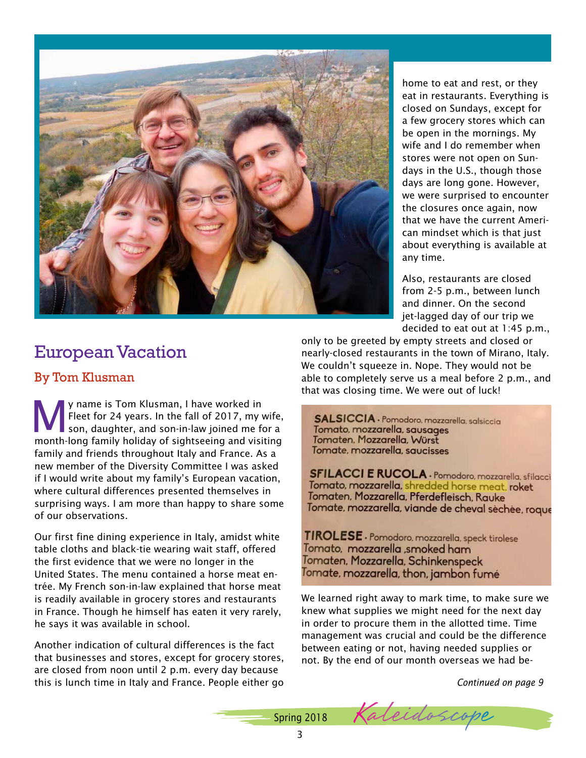# European Vacation

## By Tom Klusman

My name is Tom Klusman, I have worked in Fleet for 24 years. In the fall of 2017, my wife, son, daughter, and son-in-law joined me for a month-long family holiday of sightseeing and visiting family and friends throughout Italy and France. As a new member of the Diversity Committee I was asked if I would write about my family's European vacation, where cultural differences presented themselves in surprising ways. I am more than happy to share some of our observations.

Our first fine dining experience in Italy, amidst white table cloths and black-tie wearing wait staff, offered the first evidence that we were no longer in the United States. The menu contained a horse meat entrée. My French son-in-law explained that horse meat is readily available in grocery stores and restaurants in France. Though he himself has eaten it very rarely, he says it was available in school.

Another indication of cultural differences is the fact that businesses and stores, except for grocery stores, are closed from noon until 2 p.m. every day because this is lunch time in Italy and France. People either go home to eat and rest, or they eat in restaurants. Everything is closed on Sundays, except for a few grocery stores which can be open in the mornings. My wife and I do remember when stores were not open on Sundays in the U.S., though those days are long gone. However, we were surprised to encounter the closures once again, now that we have the current American mindset which is that just about everything is available at any time.

Also, restaurants are closed from 2-5 p.m., between lunch and dinner. On the second jet-lagged day of our trip we decided to eat out at 1:45 p.m., only to be greeted by empty streets and closed or nearly-closed restaurants in the town of Mirano, Italy. We couldn't squeeze in. Nope. They would not be able to completely serve us a meal before 2 p.m., and that was closing time. We were out of luck!

**SALSICCIA** · Pomodoro, mozzarella, salsiccia
Tomato, mozzarella, sausages
Tomaten, Mozzarella, Würst
Tomate, mozzarella, saucisses

**SFILACCI E RUCOLA** · Pomodoro, mozzarella, sfilacci
Tomato, mozzarella, shredded horse meat, roket
Tomaten, Mozzarella, Pferdefleisch, Rauke
Tomate, mozzarella, viande de cheval sèchée, roque

**TIROLESE** · Pomodoro, mozzarella, speck tirolese
Tomato, mozzarella ,smoked ham
Tomaten, Mozzarella, Schinkenspeck
Tomate, mozzarella, thon, jambon fumé

We learned right away to mark time, to make sure we knew what supplies we might need for the next day in order to procure them in the allotted time. Time management was crucial and could be the difference between eating or not, having needed supplies or not. By the end of our month overseas we had be-

*Continued on page 9*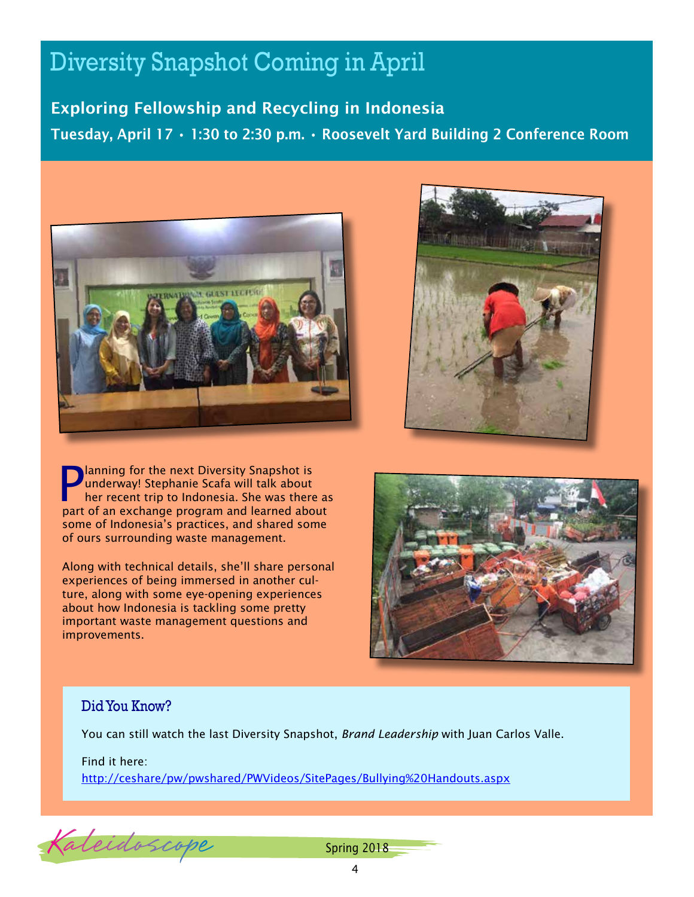# Diversity Snapshot Coming in April

## Exploring Fellowship and Recycling in Indonesia

**Tuesday, April 17 • 1:30 to 2:30 p.m. • Roosevelt Yard Building 2 Conference Room**

Planning for the next Diversity Snapshot is underway! Stephanie Scafa will talk about her recent trip to Indonesia. She was there as part of an exchange program and learned about some of Indonesia's practices, and shared some of ours surrounding waste management.

Along with technical details, she'll share personal experiences of being immersed in another culture, along with some eye-opening experiences about how Indonesia is tackling some pretty important waste management questions and improvements.

### Did You Know?

You can still watch the last Diversity Snapshot, *Brand Leadership* with Juan Carlos Valle.

Find it here:
http://ceshare/pw/pwshared/PWVideos/SitePages/Bullying%20Handouts.aspx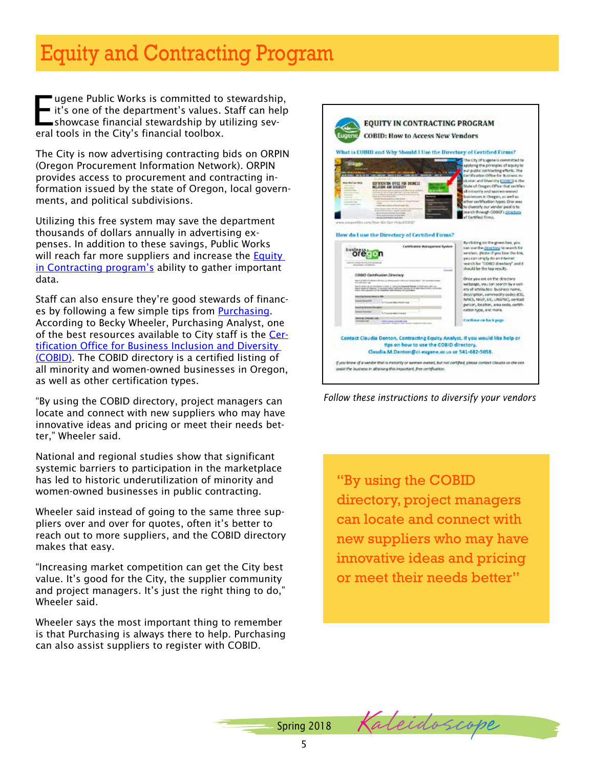# Equity and Contracting Program

Eugene Public Works is committed to stewardship, it's one of the department's values. Staff can help showcase financial stewardship by utilizing several tools in the City's financial toolbox.

The City is now advertising contracting bids on ORPIN (Oregon Procurement Information Network). ORPIN provides access to procurement and contracting information issued by the state of Oregon, local governments, and political subdivisions.

Utilizing this free system may save the department thousands of dollars annually in advertising expenses. In addition to these savings, Public Works will reach far more suppliers and increase the Equity in Contracting program's ability to gather important data.

Staff can also ensure they're good stewards of finances by following a few simple tips from Purchasing. According to Becky Wheeler, Purchasing Analyst, one of the best resources available to City staff is the Certification Office for Business Inclusion and Diversity (COBID). The COBID directory is a certified listing of all minority and women-owned businesses in Oregon, as well as other certification types.

"By using the COBID directory, project managers can locate and connect with new suppliers who may have innovative ideas and pricing or meet their needs better," Wheeler said.

National and regional studies show that significant systemic barriers to participation in the marketplace has led to historic underutilization of minority and women-owned businesses in public contracting.

Wheeler said instead of going to the same three suppliers over and over for quotes, often it's better to reach out to more suppliers, and the COBID directory makes that easy.

"Increasing market competition can get the City best value. It's good for the City, the supplier community and project managers. It's just the right thing to do," Wheeler said.

Wheeler says the most important thing to remember is that Purchasing is always there to help. Purchasing can also assist suppliers to register with COBID.

*Follow these instructions to diversify your vendors*

> "By using the COBID directory, project managers can locate and connect with new suppliers who may have innovative ideas and pricing or meet their needs better"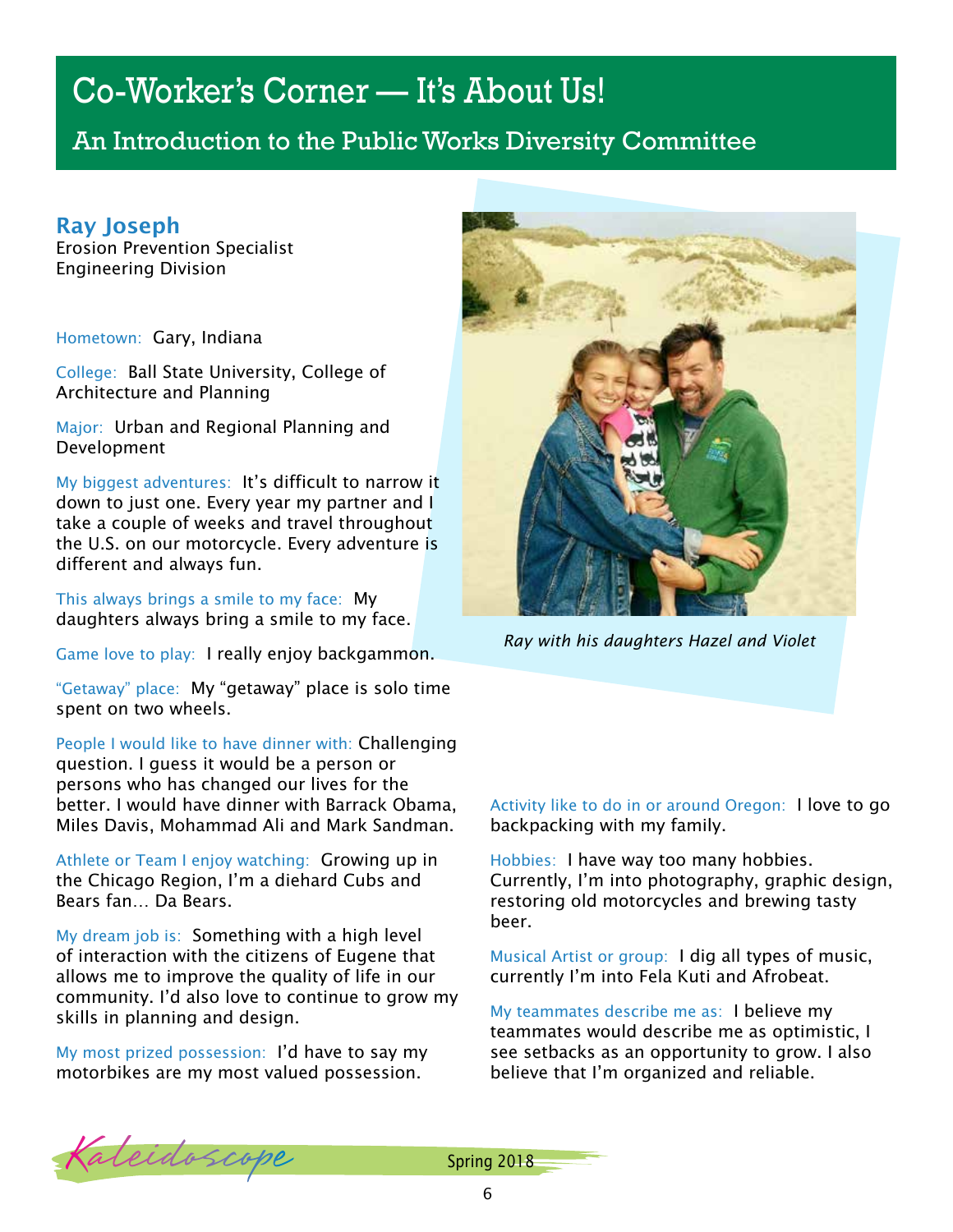# Co-Worker's Corner — It's About Us!

## An Introduction to the Public Works Diversity Committee

### Ray Joseph

Erosion Prevention Specialist
Engineering Division

Hometown: Gary, Indiana

College: Ball State University, College of Architecture and Planning

Major: Urban and Regional Planning and Development

My biggest adventures: It's difficult to narrow it down to just one. Every year my partner and I take a couple of weeks and travel throughout the U.S. on our motorcycle. Every adventure is different and always fun.

This always brings a smile to my face: My daughters always bring a smile to my face.

Game love to play: I really enjoy backgammon.

"Getaway" place: My "getaway" place is solo time spent on two wheels.

People I would like to have dinner with: Challenging question. I guess it would be a person or persons who has changed our lives for the better. I would have dinner with Barrack Obama, Miles Davis, Mohammad Ali and Mark Sandman.

Athlete or Team I enjoy watching: Growing up in the Chicago Region, I'm a diehard Cubs and Bears fan… Da Bears.

My dream job is: Something with a high level of interaction with the citizens of Eugene that allows me to improve the quality of life in our community. I'd also love to continue to grow my skills in planning and design.

My most prized possession: I'd have to say my motorbikes are my most valued possession.

*Ray with his daughters Hazel and Violet*

Activity like to do in or around Oregon: I love to go backpacking with my family.

Hobbies: I have way too many hobbies. Currently, I'm into photography, graphic design, restoring old motorcycles and brewing tasty beer.

Musical Artist or group: I dig all types of music, currently I'm into Fela Kuti and Afrobeat.

My teammates describe me as: I believe my teammates would describe me as optimistic, I see setbacks as an opportunity to grow. I also believe that I'm organized and reliable.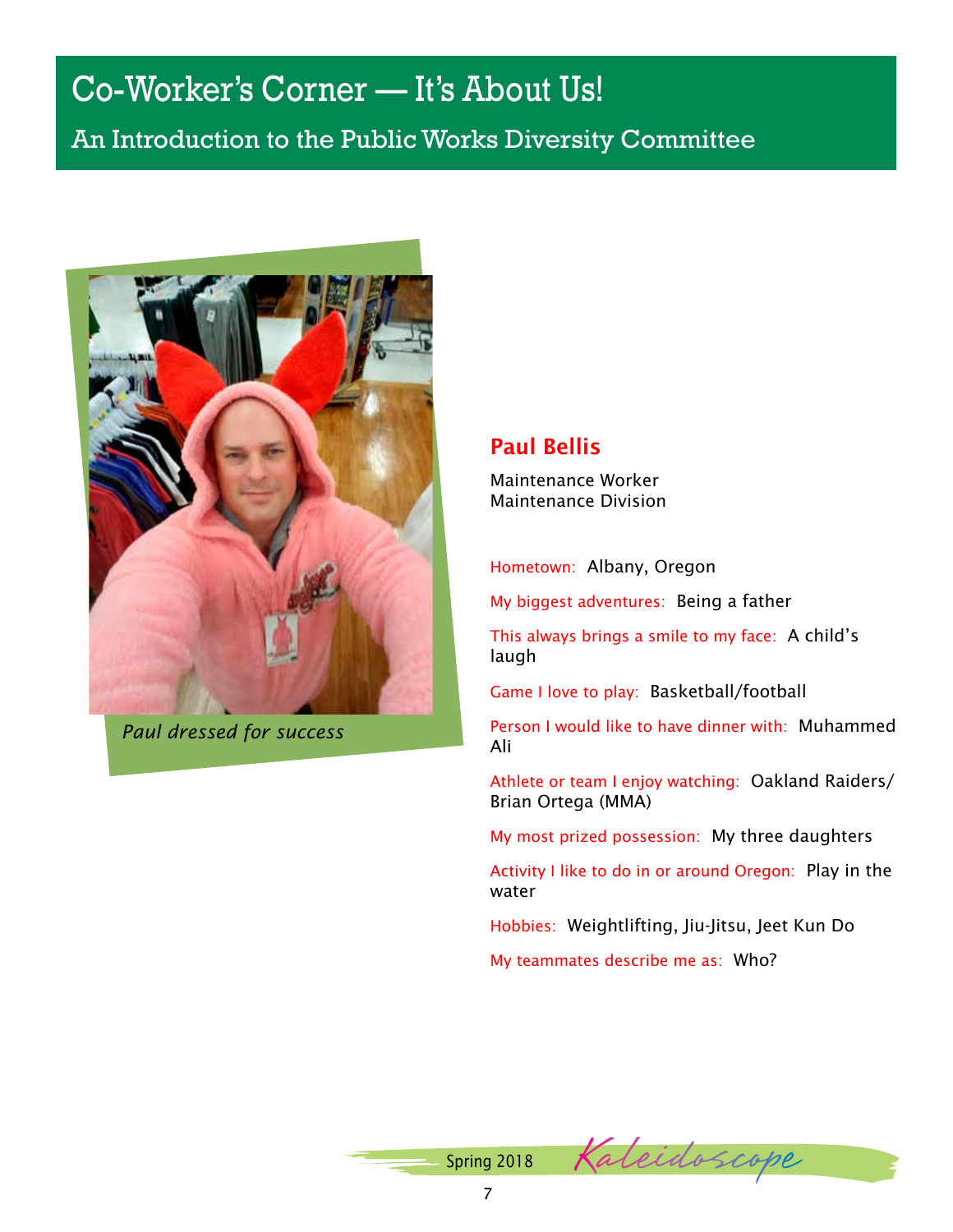# Co-Worker's Corner — It's About Us!

## An Introduction to the Public Works Diversity Committee

*Paul dressed for success*

### Paul Bellis

Maintenance Worker
Maintenance Division

Hometown: Albany, Oregon

My biggest adventures: Being a father

This always brings a smile to my face: A child's laugh

Game I love to play: Basketball/football

Person I would like to have dinner with: Muhammed Ali

Athlete or team I enjoy watching: Oakland Raiders/ Brian Ortega (MMA)

My most prized possession: My three daughters

Activity I like to do in or around Oregon: Play in the water

Hobbies: Weightlifting, Jiu-Jitsu, Jeet Kun Do

My teammates describe me as: Who?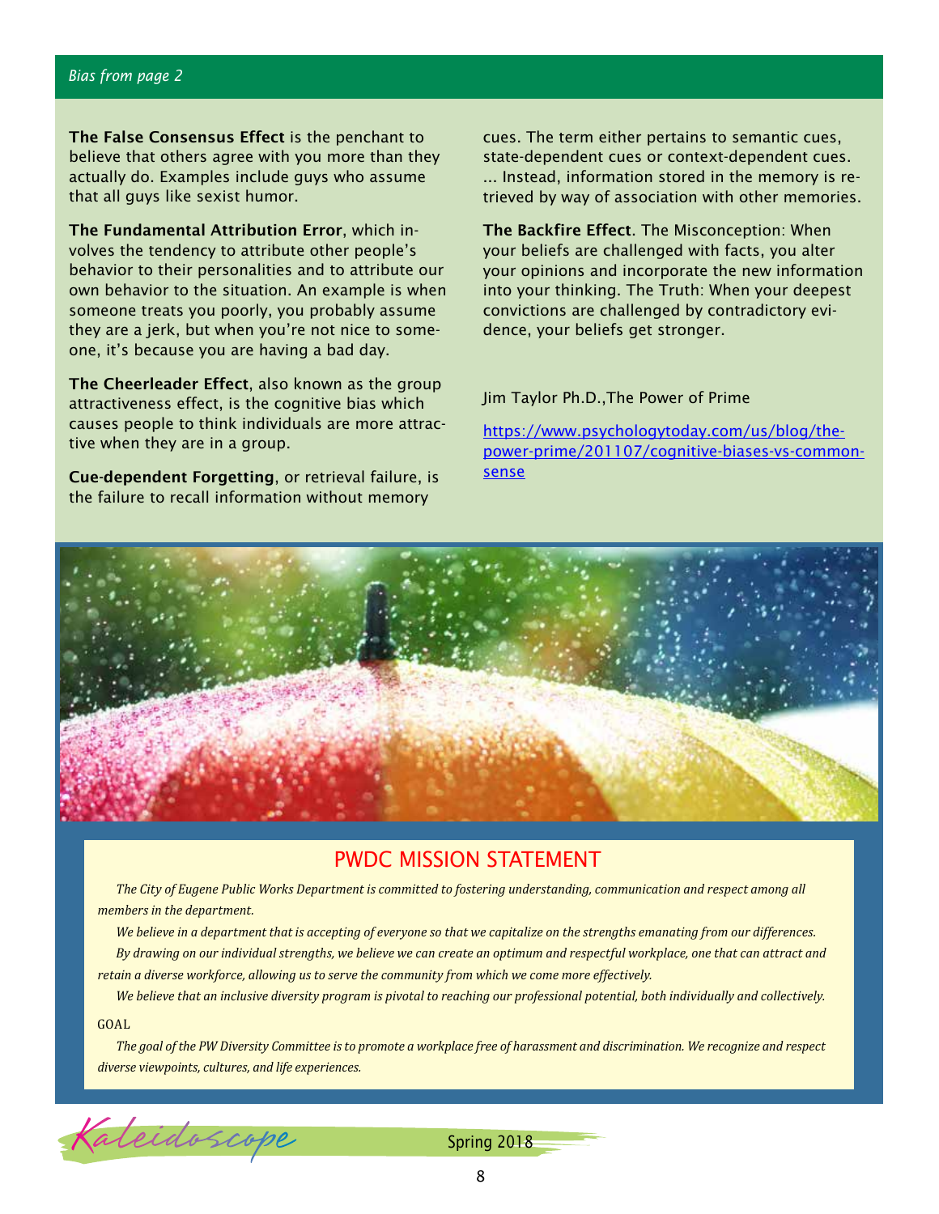*Bias from page 2*

**The False Consensus Effect** is the penchant to believe that others agree with you more than they actually do. Examples include guys who assume that all guys like sexist humor.

**The Fundamental Attribution Error**, which involves the tendency to attribute other people's behavior to their personalities and to attribute our own behavior to the situation. An example is when someone treats you poorly, you probably assume they are a jerk, but when you're not nice to someone, it's because you are having a bad day.

**The Cheerleader Effect**, also known as the group attractiveness effect, is the cognitive bias which causes people to think individuals are more attractive when they are in a group.

**Cue-dependent Forgetting**, or retrieval failure, is the failure to recall information without memory cues. The term either pertains to semantic cues, state-dependent cues or context-dependent cues. ... Instead, information stored in the memory is retrieved by way of association with other memories.

**The Backfire Effect**. The Misconception: When your beliefs are challenged with facts, you alter your opinions and incorporate the new information into your thinking. The Truth: When your deepest convictions are challenged by contradictory evidence, your beliefs get stronger.

Jim Taylor Ph.D.,The Power of Prime

https://www.psychologytoday.com/us/blog/the-power-prime/201107/cognitive-biases-vs-common-sense

## PWDC MISSION STATEMENT

*The City of Eugene Public Works Department is committed to fostering understanding, communication and respect among all members in the department.*

*We believe in a department that is accepting of everyone so that we capitalize on the strengths emanating from our differences.*

*By drawing on our individual strengths, we believe we can create an optimum and respectful workplace, one that can attract and retain a diverse workforce, allowing us to serve the community from which we come more effectively.*

*We believe that an inclusive diversity program is pivotal to reaching our professional potential, both individually and collectively.*

GOAL

*The goal of the PW Diversity Committee is to promote a workplace free of harassment and discrimination. We recognize and respect diverse viewpoints, cultures, and life experiences.*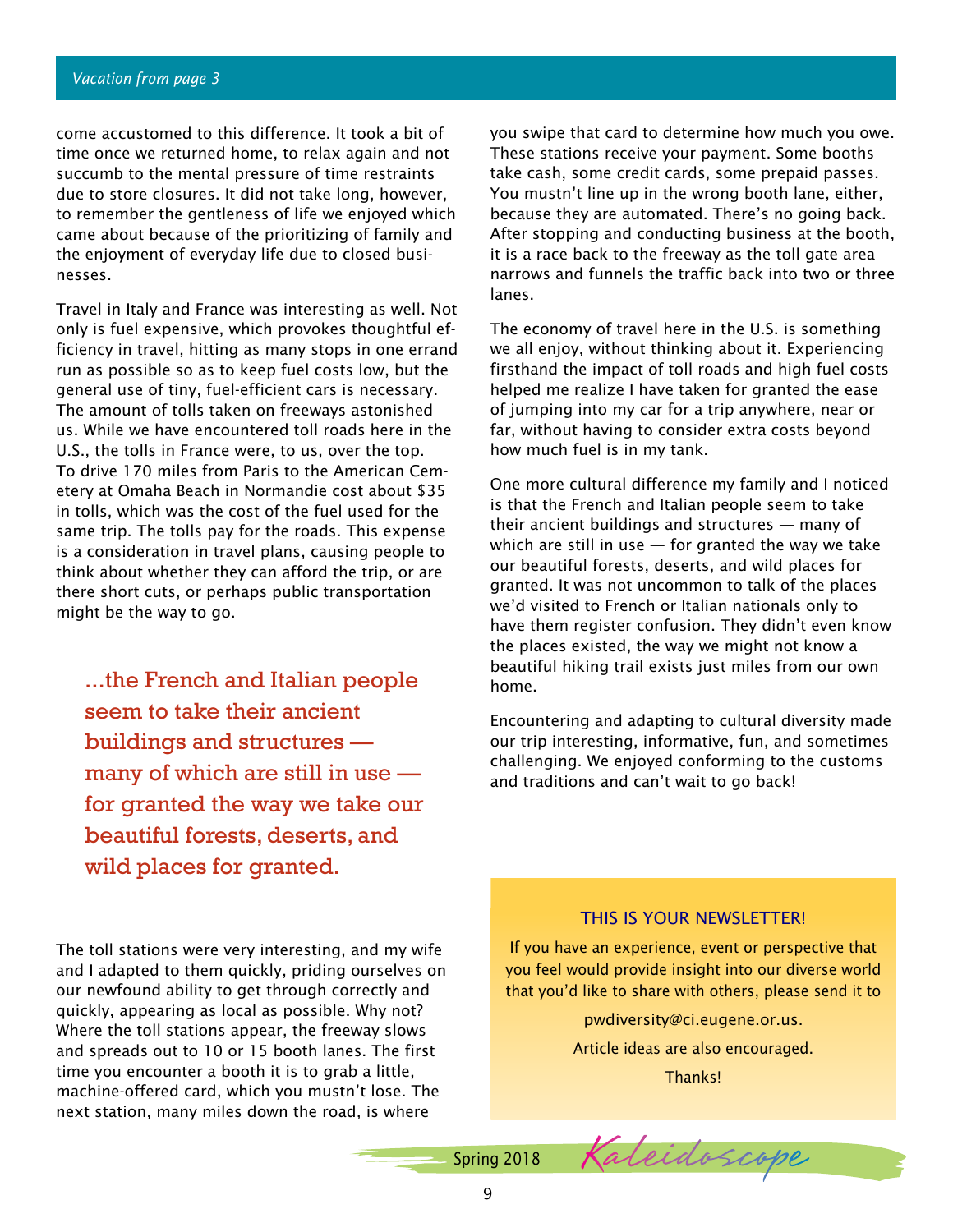*Vacation from page 3*

come accustomed to this difference. It took a bit of time once we returned home, to relax again and not succumb to the mental pressure of time restraints due to store closures. It did not take long, however, to remember the gentleness of life we enjoyed which came about because of the prioritizing of family and the enjoyment of everyday life due to closed businesses.

Travel in Italy and France was interesting as well. Not only is fuel expensive, which provokes thoughtful efficiency in travel, hitting as many stops in one errand run as possible so as to keep fuel costs low, but the general use of tiny, fuel-efficient cars is necessary. The amount of tolls taken on freeways astonished us. While we have encountered toll roads here in the U.S., the tolls in France were, to us, over the top. To drive 170 miles from Paris to the American Cemetery at Omaha Beach in Normandie cost about $35 in tolls, which was the cost of the fuel used for the same trip. The tolls pay for the roads. This expense is a consideration in travel plans, causing people to think about whether they can afford the trip, or are there short cuts, or perhaps public transportation might be the way to go.

> ...the French and Italian people seem to take their ancient buildings and structures — many of which are still in use — for granted the way we take our beautiful forests, deserts, and wild places for granted.

The toll stations were very interesting, and my wife and I adapted to them quickly, priding ourselves on our newfound ability to get through correctly and quickly, appearing as local as possible. Why not? Where the toll stations appear, the freeway slows and spreads out to 10 or 15 booth lanes. The first time you encounter a booth it is to grab a little, machine-offered card, which you mustn't lose. The next station, many miles down the road, is where you swipe that card to determine how much you owe. These stations receive your payment. Some booths take cash, some credit cards, some prepaid passes. You mustn't line up in the wrong booth lane, either, because they are automated. There's no going back. After stopping and conducting business at the booth, it is a race back to the freeway as the toll gate area narrows and funnels the traffic back into two or three lanes.

The economy of travel here in the U.S. is something we all enjoy, without thinking about it. Experiencing firsthand the impact of toll roads and high fuel costs helped me realize I have taken for granted the ease of jumping into my car for a trip anywhere, near or far, without having to consider extra costs beyond how much fuel is in my tank.

One more cultural difference my family and I noticed is that the French and Italian people seem to take their ancient buildings and structures — many of which are still in use — for granted the way we take our beautiful forests, deserts, and wild places for granted. It was not uncommon to talk of the places we'd visited to French or Italian nationals only to have them register confusion. They didn't even know the places existed, the way we might not know a beautiful hiking trail exists just miles from our own home.

Encountering and adapting to cultural diversity made our trip interesting, informative, fun, and sometimes challenging. We enjoyed conforming to the customs and traditions and can't wait to go back!

### THIS IS YOUR NEWSLETTER!

If you have an experience, event or perspective that you feel would provide insight into our diverse world that you'd like to share with others, please send it to

pwdiversity@ci.eugene.or.us.

Article ideas are also encouraged.

Thanks!